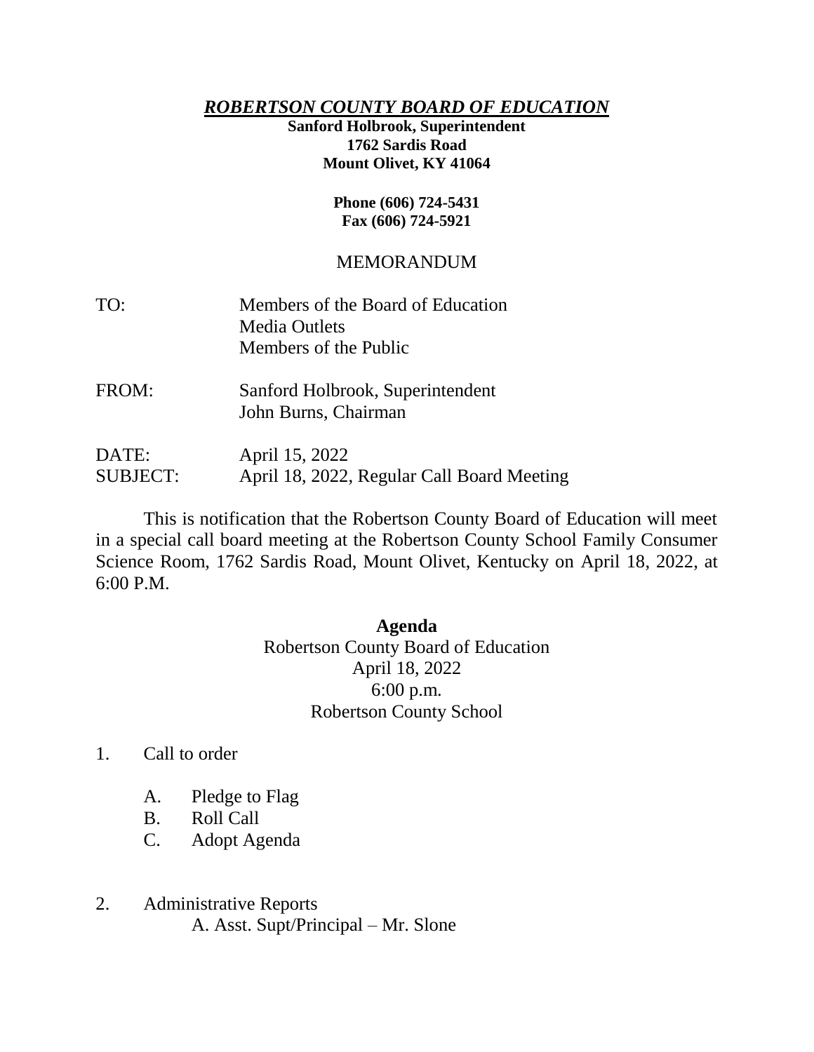***ROBERTSON COUNTY BOARD OF EDUCATION***

**Sanford Holbrook, Superintendent**
**1762 Sardis Road**
**Mount Olivet, KY 41064**

**Phone (606) 724-5431**
**Fax (606) 724-5921**

MEMORANDUM

| | |
|---|---|
| TO: | Members of the Board of Education<br>Media Outlets<br>Members of the Public |
| FROM: | Sanford Holbrook, Superintendent<br>John Burns, Chairman |
| DATE: | April 15, 2022 |
| SUBJECT: | April 18, 2022, Regular Call Board Meeting |

This is notification that the Robertson County Board of Education will meet in a special call board meeting at the Robertson County School Family Consumer Science Room, 1762 Sardis Road, Mount Olivet, Kentucky on April 18, 2022, at 6:00 P.M.

**Agenda**

Robertson County Board of Education
April 18, 2022
6:00 p.m.
Robertson County School

1. Call to order
   - A. Pledge to Flag
   - B. Roll Call
   - C. Adopt Agenda

2. Administrative Reports
   - A. Asst. Supt/Principal – Mr. Slone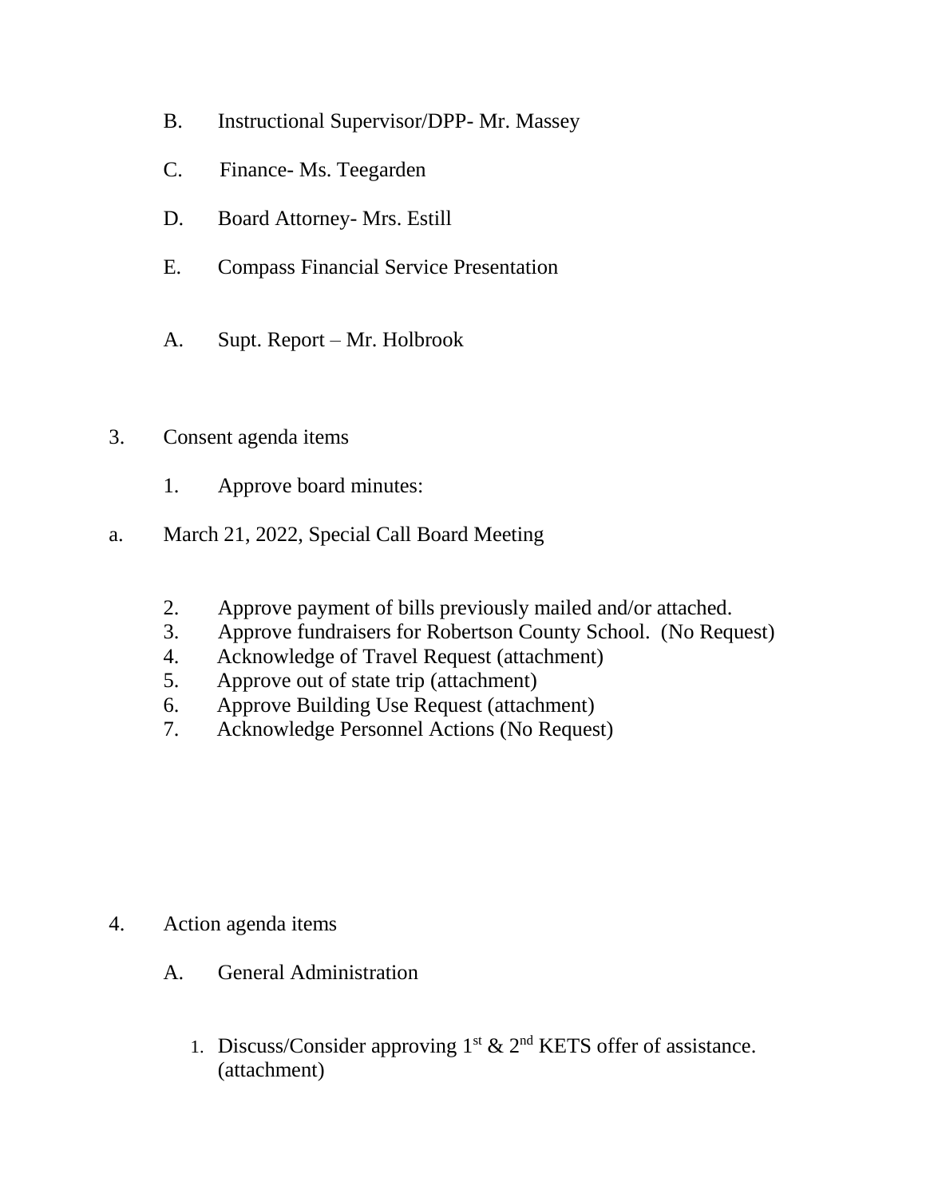B. Instructional Supervisor/DPP- Mr. Massey

C. Finance- Ms. Teegarden

D. Board Attorney- Mrs. Estill

E. Compass Financial Service Presentation

A. Supt. Report – Mr. Holbrook

3. Consent agenda items

   1. Approve board minutes:

a. March 21, 2022, Special Call Board Meeting

   2. Approve payment of bills previously mailed and/or attached.
   3. Approve fundraisers for Robertson County School. (No Request)
   4. Acknowledge of Travel Request (attachment)
   5. Approve out of state trip (attachment)
   6. Approve Building Use Request (attachment)
   7. Acknowledge Personnel Actions (No Request)

4. Action agenda items

   A. General Administration

      1. Discuss/Consider approving 1st & 2nd KETS offer of assistance. (attachment)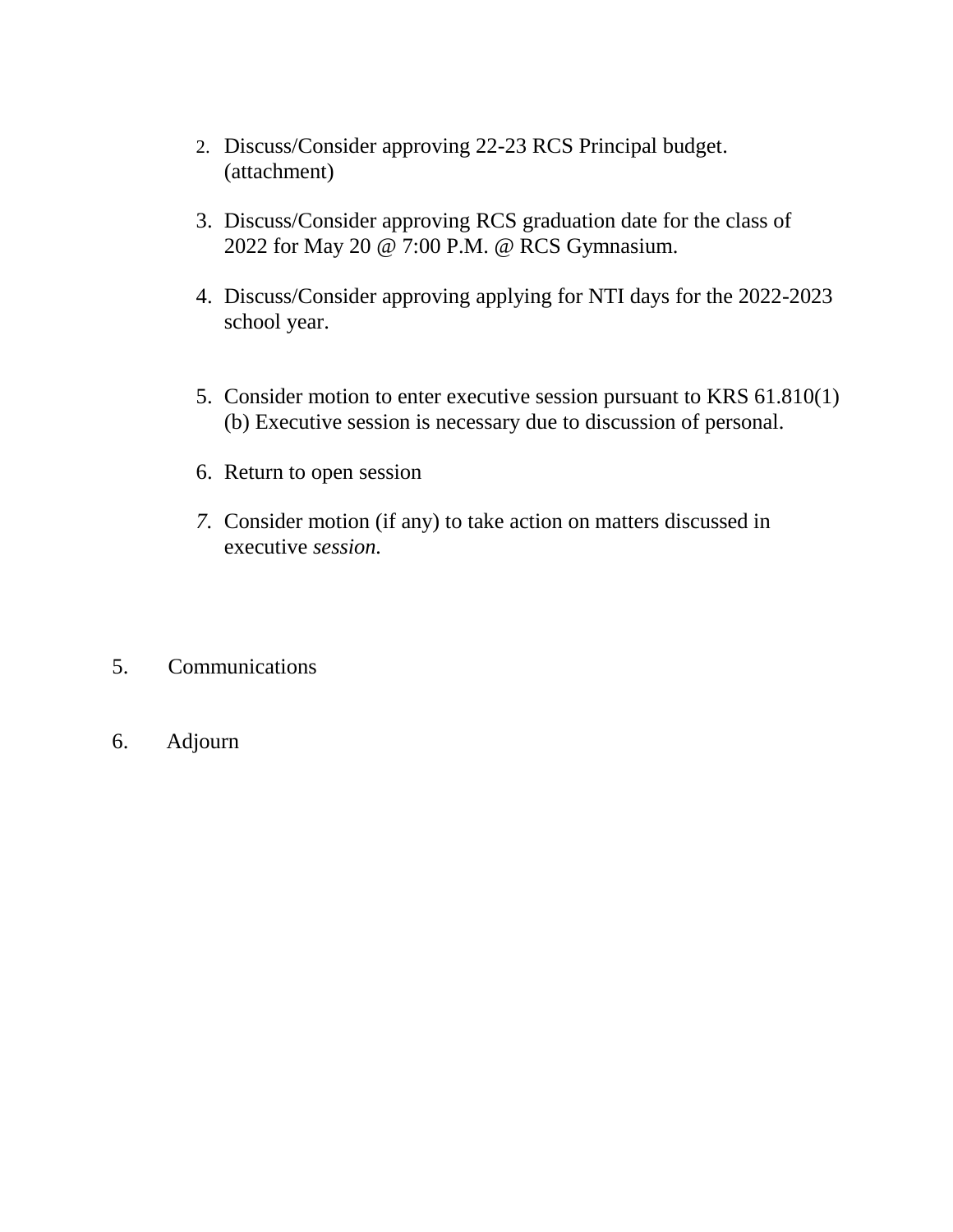2. Discuss/Consider approving 22-23 RCS Principal budget. (attachment)

3. Discuss/Consider approving RCS graduation date for the class of 2022 for May 20 @ 7:00 P.M. @ RCS Gymnasium.

4. Discuss/Consider approving applying for NTI days for the 2022-2023 school year.

5. Consider motion to enter executive session pursuant to KRS 61.810(1)(b) Executive session is necessary due to discussion of personal.

6. Return to open session

7. Consider motion (if any) to take action on matters discussed in executive *session.*

5. Communications

6. Adjourn